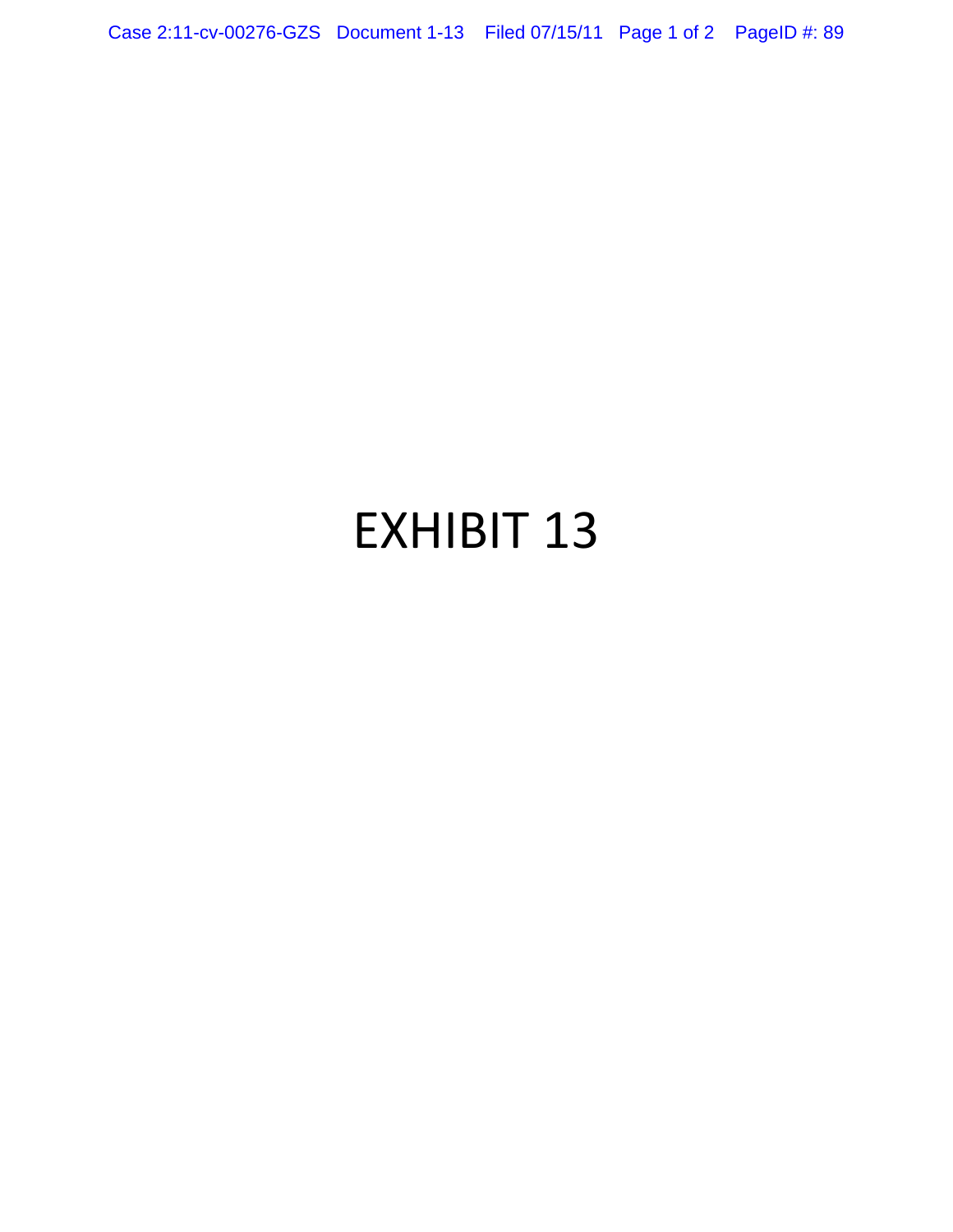# EXHIBIT 13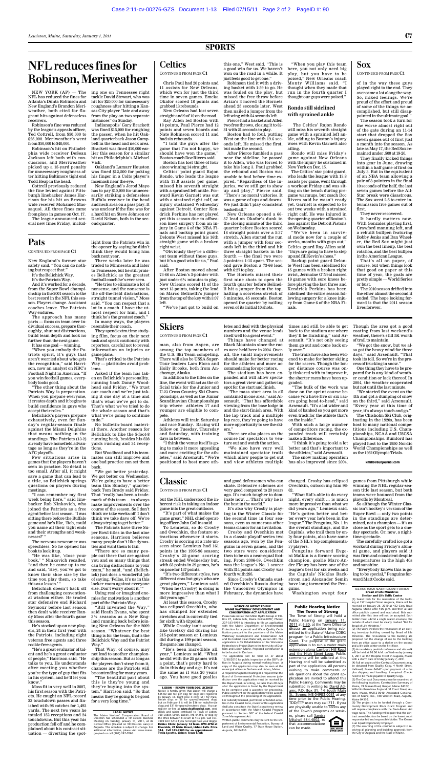# NFL reduces fines for Robinson, Meriweather

NEW YORK (AP) — The NFL has reduced the fines for Atlanta's Dunta Robinson and New England's Brandon Meriweather, both cited for flagrant hits against defenseless receivers.

Robinson's fine was reduced by the league's appeals officer, Ted Cottrell, from $50,000 to $25,000. Meriweather's went from $50,000 to $40,000.

Robinson's hit on Philadelphia wide receiver DeSean Jackson left both with concussions, and Meriweather picked up a 15-yard penalty for unnecessary roughness after hitting Baltimore tight end Todd Heap in the head.

Cottrell previously reduced the fine levied against Pittsburgh linebacker James Harrison for his hit on Browns wide receiver Mohamed Massaquoi. All three fines came from plays in games on Oct. 17.

The league announced several new fines Friday, including one on Tennessee right tackle David Stewart, who was hit for $20,000 for unnecessary roughness after hitting a Kansas City player "late and away from the play on two separate instances" on Sunday.

Indianapolis' Gary Brackett was fined $15,000 for roughing the passer, when he hit Oakland quarterback Jason Campbell in the head and neck area. Brackett was fined $10,000 earlier this season for a similar hit on Philadelphia's Michael Vick.

Oakland's Lamarr Houston was fined $12,500 for poking his finger in a Colts player's facemask near the eye.

New England's Jerod Mayo has to pay $10,000 for unnecessarily striking a defenseless Buffalo receiver in the head and neck area on a pass play. It was unclear if the fine was for a hard hit on Steve Johnson or David Nelson, both in the second quarter.

## Celtics

CONTINUED FROM PAGE C1

Chris Paul had 20 points and 11 assists for New Orleans, which won for just the third time in seven games. Emeka Okafor scored 18 points and grabbed 12 rebounds.

New Orleans had lost seven straight and 9 of 10 on the road.

Ray Allen led Boston with 18 points, Paul Pierce had 12 points and seven boards and Nate Robinson scored 11 and had six rebounds.

"I told the guys after the game that I'm not happy, we should have won the game," Boston coach Doc Rivers said.

Boston has lost three of four since winning 14 straight.

Celtics' point guard Rajon Rondo, who leads the league with 13.8 assists per game, missed his seventh straight with a sprained left ankle. Forward Kevin Garnett was out with a strained right calf, an injury sustained Wednesday against Detroit. Center Kendrick Perkins has not played yet this season due to offseason knee surgery from an injury in Game 6 of the NBA Finals and backup point guard Delonte West missed his 16th straight game with a broken right wrist.

"Obviously they're a different team without those guys, but it's a good win for us," Paul said.

After Boston moved ahead 73-66 on Allen's 3-pointer with just under 6½ minutes to play, New Orleans scored 11 of the next 13 points, taking the lead on Marco Belinelli's jumper from the top of the key with 3:07 left.

"We've just got to build on this one," West said. "This is a good win for us. We haven't won on the road in a while. It just feels good to get one."

Robinson tied it with a driving basket with 1:59 to go. He was fouled on the play, but missed the free throw before Ariza's 3 moved the Hornets ahead 25 seconds later. West then nailed a jumper from the left wing with 54 seconds left.

Pierce had a basket and Allen two free throws, closing it to 82-81 with 21 seconds to play.

Boston had to foul, putting West on the line with 19.6 seconds left. He missed the first, but made the second.

After Pierce fumbled a pass near the sideline, he passed it to Allen, who was forced to take his long 3. Paul grabbed the rebound and Boston was unable to foul before time expired. "Regardless of the injuries, we've still got to show up and play," Pierce said. "There's no moral victories. It was a game of ups and downs. We just didn't play consistent basketball."

New Orleans opened a 66-57 lead on Okafor's dunk in the closing minute of the third quarter before Boston scored 16 straight points over a 5:37 stretch. Allen started the run with a jumper with four seconds left in the third and hit three straight baskets in the fourth — the final two were 3-pointers 1:15 apart. The second gave Boston a 73-66 lead with 6:27 to play.

The Hornets missed their first nine shots to open the fourth quarter before Belinelli hit a jumper from the top, halting a scoreless stretch of 5 minutes, 45 seconds. Boston opened the quarter by nailing seven of its initial 10 shots.

"When you play this team here, you not only need big play, but you have to be poised," New Orleans coach Monty Williams said. "I thought when they made that run in the fourth quarter I thought our guys were poised."

### Rondo still sidelined with sprained ankle

The Celtics' Rajon Rondo will miss his seventh straight game with a sprained left ankle, adding to Boston's injury woes with Kevin Garnett also ailing.

Rondo will miss Friday's game against New Orleans with the injury he sustained in New York on Dec. 15.

The Celtics' star point guard, who leads the league with 13.8 assists per game, went through a workout Friday and was sitting on the bench during pregame warmups, but coach Doc Rivers said he wasn't ready yet. Garnett is expected to be out two weeks with a strained right calf. He was injured in the opening quarter of Boston's loss against the Detroit Pistons on Wednesday.

"We've been in survival mode now for a couple of weeks, months with guys out," Celtics guard Ray Allen said. "Guys are going to have to step up and fill Kevin's shoes."

Backup point guard Delonte West has been sidelined for 15 games with a broken right wrist, Jermaine O'Neal missed 19 games with sore knees before playing the last three and Kendrick Perkins has been sidelined the entire season following surgery for a knee injury from Game 6 of the NBA Finals.

## Sox

CONTINUED FROM PAGE C1

of in the way these guys played right to the end. They overcame a lot along the way. So, mixed feelings. We're proud of the effort and proud of some of the things we accomplished, but still disappointed in the ultimate goal."

The season took a turn for the worse almost right out of the gate during an 11-14 start that dropped the Sox seven games out of first just a month into the season. As late as May 17, the Red Sox remained under .500 at 19-20.

They finally kicked things into gear in June, drawing within a half game of first on July 3. But in the equivalent of an NBA team allowing a pair of 3-pointers in the final 10 seconds of the half, the last seven games before the All-Star break were disastrous. The Sox went 2-5 to enter intermission five games out of first.

They never recovered.

It hardly matters now. With Gonzalez playing first, Crawford manning left, and a rebuilt bullpen featuring Bobby Jenks and Dan Wheeler, the Red Sox might just own the best lineup, the best rotation, and the best bullpen in the American League.

That's all on paper, of course, but when things look that good on paper at this time of year, the goals are pretty simple — World Series or bust.

The 2010 season drifted into the ether almost the second it ended. The hope looking forward is that the 2011 season lives forever.

## Pats

CONTINUED FROM PAGE C1

New England's former star safety said. "You can do nothing but respect that."

It's the Belichick Way.

It's the Patriots Way.

And it's worked for a decade, from the Super Bowl championship in the 2001 season to the best record in the NFL this season. Players change. Assistant coaches leave. The Patriots Way endures.

The approach has many parts — focus on team over individual success, prepare thoroughly, shut out distractions, build team depth and look no further than the next game.

It has one goal — winning.

"When you embody the Patriots spirit, it's guys that aren't worried about who gets the recognition," said Harrison, now an analyst on NBC's Football Night in America. "If you win football games, everybody looks good.

"The other thing about the Patriots Way is preparation. When you prepare everyone, it creates depth and it begins to build confidence in guys who accept their roles."

Belichick's players prepare exhaustively, even for Sunday's regular-season finale against the Miami Dolphins that means nothing in the standings. The Patriots (13-2) already have homefield advantage as long as they're in the AFC playoffs.

Few situations arise in games that the players haven't seen in practice. No detail is too small. After all, it might save a game that can lead to a title, so Belichick springs questions on players during meetings.

"I can remember my first week being here," said linebacker Rob Ninkovich, who joined the Patriots as a free agent before last season. "I was sitting there before the Buffalo game and he's like, 'Rob, could you name all their tight ends and their strengths and weaknesses?'"

The nervous newcomer was speechless. So he opened his book to look it up.

"He was like, 'close your book,'" Ninkovich recalled, "and then he came up to me and said, 'Hey, you've got to know their shoe size by the time you play them, so take this as a lesson.'"

Belichick doesn't back off from challenging conventional wisdom either. He traded star defensive end Richard Seymour before last season then dealt wide receiver Randy Moss after the fourth game this season.

He's stocked up on new players, 24 in their first year with the Patriots, including eight veteran free agents and three rookie free agents.

"He's a great evaluator of talent and he's a great evaluator of people," Harrison said. "He talks to you. He understands after meeting you whether you're the type of guy that fits in his system, and he'll let you know."

Moss fit in very well in 2007, his first season with the Patriots. He caught an NFL-record 23 touchdown passes and finished with 98 catches for 1,493 yards. The next two years he totaled 152 receptions and 24 touchdowns. But this year his production fell off and he complained about his contract situation — diverting the spotlight from the Patriots with in the opener by saying he didn't think they would bring him back next year.

Three weeks later he was traded to Minnesota and later to Tennessee, but he still praises Belichick as the greatest football coach he's ever seen.

"He tries to eliminate a lot of nonsense, and the nonsense is the off-the-field distractions, straight tunnel vision," Moss said. "You can respect that a lot on a coach. I have the utmost respect for him, and I think he's the greatest coach."

In many ways, the players resemble their coach.

They spend extra time studying film, focus on their next task and speak cautiously with reporters, careful not to reveal information on injuries or game plans.

That's critical to the Patriots Way — platitudes avoid problems.

Asked if the team has taken on Belichick's personality, running back Danny Woodhead said Friday, "We trust our coach and we're just taking it one day at a time and that's what we've got to do. That's what we've tried to do the whole season and that's what we're going to continue to do."

No bulletin-board material there. Another reason for Belichick to like the 5-foot-8 running back, besides his 528 yards rushing and 34 receptions.

But Woodhead and his teammates can still improve and one bad practice can set them back.

"We got better yesterday. We got better on Wednesday. We're going to have a better team this Sunday," quarterback Tom Brady said Friday. That "really has been a trademark of this team ... to always make improvements over the course of the season. So I don't think we take weeks off. I don't think we take days off. We're always trying to get better."

The Patriots have three Super Bowl titles in the last nine seasons. Harrison believes many people don't like dynasties and want them to fail.

"There are so many people out there that are against you and so many things that can bring distractions to your team," he said, "and (Belichick) just does a wonderful job of saying, 'Fellas, it's us in this locker room against everyone else. Don't worry about it.'"

Using real or imagined enemies for motivation is another part of the Patriots Way.

"Bill invented the Way," said Heath Evans, who spent 3½ seasons as a New England running back before joining New Orleans for the 2009 season. "Whatever the best thing is for the team, that's the Belichick Way and the Patriot Way."

That Way, of course, may not lead to another championship this season. But as long as the players don't stray from it, chances are the Patriots will be contending for many years.

"The beautiful part about this is they're young and they're buying into the system," Harrison said. "So that means they're going to be good for a very long time."

**LEGAL NOTICE**
The Maine Workers' Compensation Board of Directors has scheduled a 10 o'clock Business Meeting on Tuesday, January 11, 2011, at its Central Office (located on 93 Blossom Lane) in Augusta. This schedule is subject to change. For additional information, please visit www.maine.gov/wcb or call (207) 287-7086.

## Skiers

CONTINUED FROM PAGE C1

man, also from Aspen, are among the top members of the U.S. Ski Team competing. There will also be USSA Super-Tour leaders Lars Flora and Holly Brooks, both from Anchorage, Alaska.

In addition to the titles on the line, the event will act as the official trials for the Junior and U-23 Cross Country Ski Championships, as well as the Junior Scandinavian Championships trip where athletes 17 and younger are eligible to compete.

Athletes will train Saturday and race Sunday. Racing will follow on Tuesday, Thursday and Saturday, with training days in between.

"I think the venue itself is going to make it more appealing and more exciting for the athletes," said Arsenault. "We're positioned to host more athletes and deal with the physical numbers and the venue lends itself well to a great event."

Things have changed at Black Mountain since the races were held here in 2004. Overall, the small improvements should make for better racing for the athletes and more accommodating for spectators.

The stadium has been expanded and will allow spectators a great view and gathering spot for the start and finish.

"The mass start area is all contained in one area," said Arsenault. "That has affordable viewing from the base lodge in and the start-finish area. With the lap track and a multiple lap race, they're going to have more opportunity to see the skiers."

There are also places on the course for spectators to venture out and watch the action.

"We also have very well maintained spectator trails which allow people to get out and view athletes multiple times and still be able to get back to the stadium are where they'll be finishing," said Arsenault. "It's not only seeing them go out and come back only once."

The trails have also been widened to make for better skiing for the racers. Though the longer distance course was only tinkered with to improve it, the shorter races have been upgraded.

"The bulk of the work was done on the sprint course because you have five or six racers going head-to-head," said Arsenault. "It's a lot wider and kind of banked so you get more even track for the athlete that's on the inside."

With such a large number of competitors racing, the expanded track will certainly make a difference.

"I think it's going to ski a lot better and that's important to the athletes," said Arsenault.

The snow making operation has also improved since 2004.

Though the area got a good coating from last weekend's weather, there's still 5K worth of trail to maintain.

"We got the snow, but we also got the heavy wind for three days," said Arsenault. "That took its toll. So we're in the process of trucking in snow."

One thing they have to be prepared for is any kind of weather condition or lack thereof. In 2004, the weather cooperated but not until the last minute.

"We started the event on the 4th and got a dumping of snow on the third," said Arsenault. "Every year at this time of year, it's always touch and go."

The Chisholm Ski Club, originating in the 1920s, has been host to many national competitions including U.S. Championships, NCAA and USCSA Championships. Rumford has played host to the 1950 Nordic World Championships as well as the 1952 Olympic Trials.

kmills@sunjournal.com

## Classic

CONTINUED FROM PAGE C1

but the NHL understood the inherent risk in taking an indoor game into the great outdoors.

"It's part of what makes the game great," NHL chief operating officer John Collins said.

To Lemieux, so do Crosby and Ovechkin, the feature attractions whenever it starts. Crosby is scoring at a rate unseen since Lemieux had 161 points in the 1995-96 season; Crosby's 25-game scoring streak ended Wednesday but, with 65 points in 39 games, he's on pace for 137 points.

"It's two different styles, two different eras but guys who are great players," Lemieux said. "When he (Crosby) is doing is more impressive than what I did years ago."

At least this season, Crosby has eclipsed Ovechkin, who has slumped for extended stretches and is currently tied for sixth with 43 points.

While Crosby isn't scoring like Gretzky did during his 215-point season or Lemieux did during a 199-point season, the game has changed.

"He's been incredible all year," Lemieux said. "What he did with the 25 games with a point, that's pretty hard to do in this day and age. It's not the same as it was 20 years ago. You have good goalies and good defensemen who can skate. Defensive schemes are very good compared to 20 years ago. It's much tougher to dominate now. ... That's why he is the best in the world."

It's also why Crosby is playing in the Winter Classic for the second time in four seasons, even as numerous other teams clamor for an invitation.

Crosby and Ovechkin met in a classic playoff series two seasons ago, won by the Penguins in seven games, and the two stars were considered then to be on a near-equal footing. From 2006-09, Ovechkin was the league's No. 1 scorer with 314 points and Crosby was fourth with 286.

Since Crosby's Canada ousted Ovechkin's Russia during the Vancouver Olympics in February, the dynamics have changed. Crosby has eclipsed Ovechkin, outscoring him 96-62.

"What Sid's able to do every night, every shift ... is much more impressive than what we did years ago," Lemieux said. "He's gotten better and better every year he's been in the league." The Penguins, No. 1 in the overall standings, and the Capitals, who trail them by only four points, also have some of the NHL's top complementary players.

Penguins forward Evgeni Malkin is a former scoring champion, goalie Marc-Andre Fleury has been one of the league's best for six weeks and the Capitals' Nicklas Backstrom and Alexander Semin have long tormented the Penguins.

Washington swept four games from Pittsburgh while winning the NHL regular-season title last season, but both teams were bounced from the playoffs by Montreal.

So although the Winter Classic isn't hockey's version of the Super Bowl — only two points in the standings are determined, not a champion — it's as close as the sport gets to a one-day spectacle. Or, now, a night-time spectacle.

The carefully crafted ice got a workout during Friday's alumni game, and players said it was firm and consistent despite temperatures in the high 40s and sunshine.

"Everybody knows this is going to be special," Penguins forward Matt Cooke said.

**LISBON – RENEW YOUR DOG LICENSE!**
Notice is hereby given that Lisbon will charge a $25.00 late fee per dog for dogs not registered by January 31. Right now it costs $11 for male/female dogs or $6 for spayed/neutered dogs, but on February 1 it will be $36 for male/female dogs and $31 for spayed/neutered dogs. You can register on-line at **www.doglicensing.com**, send check and rabies certificate to Town of Lisbon, 300 Lisbon Street, Lisbon, ME 04250, or stop by the office between 8:30 am & 4:30 pm. Call 353-3000 Ext 112 or 0 if you no longer have your dog(s). **Rabies Clinic: January 14 from 4PM-5PM at Riverside, 25 Main Street, Lisbon Falls. Price $14. Call 353-9300 for an appointment. Twila Lycette, Lisbon Town Clerk**

**NOTICE OF INTENT TO FILE MAINE WATERWAY DEVELOPMENT AND CONSERVATION ACT APPLICATION**

Please take notice that Miller Hydro Group of P.O. Box 97, Lisbon Falls, Maine 04252-0097, Phone: 207-353-9919 is intending to file an application with the Maine Department of Environmental Protection for a permit and Water Quality Certification pursuant to the provisions of the Maine Waterway Development and Conservation Act and the Federal Clean Water Act, Section 401. The application is for the Rehabilitation of the Worumbo Hydroelectric Project Dam in the town/city of Durham and Lisbon Maine. Proposed construction is to be located in Durham.

The application will be filed on or about 12/30/2010 for public inspection at the DEP's offices in Augusta during normal working hours. A copy of the application may also be seen at the municipal offices in Durham and Lisbon, Maine.

A request for a public hearing or a request that the Board of Environmental Protection assume jurisdiction over this application must be received by the Department, in writing, no later than 20 days after the application is found by the Department to be complete and is accepted for processing. Public comment on the application will be accepted throughout the processing of the application. For Federally licensed, permitted, or funded activities in the Coastal Zone, review of this application shall also constitute the State's consistency review in accordance with the Maine Coastal Program pursuant to Section 307 of the Federal Coastal Zone Management Act.

Written public comments may be sent to the Department of Environmental Protection, Bureau of Land and Water Quality, 17 State House Station, Augusta, ME 04333.

**Public Hearing Notice**
**The Town of Strong**

The Town of Strong will hold a Public Hearing on January 11, 2011 at 6:30, at the Town Office to discuss an application being submitted to the State of Maine CDBG program for a Public Infrastructure Grant. The purpose of the grant application is to run a water main extension along Lambert Hill Road and the High Street Loop. Public comments will be solicited at this Hearing and will be submitted as part of the application. All persons wishing to make comments or ask questions about the grant application are invited to attend this Public Hearing. Comments may be submitted in writing to: David Adams, P.O. Box 31, 14 South Main St., Strong, ME 04983-0031 at any time prior to the Public Hearing. TDD/TTY users may call 711. If you are physically unable to access any of the Town's programs or services, please call Sandra Mitchell 684-4002, so that accommodations can be made.

SECTION 00020 ADVERTISEMENT FOR BIDS
**Bread of Life Ministries**
**Shelter and Life Skills Center**

(1) Sealed bids for the renovation of the building at 157 Hospital Street Augusta, Maine will be received on January 26, 2010 at 432 Cony Road Augusta, Maine until 4:00 p.m. and then at said office publicly opened and read aloud. Bids submitted after this time will not be accepted. Each bidder must submit a single sealed envelope, the outside of which must be clearly marked "Bid for Bread of Life Ministries."

(2) The Work involves the renovation of an existing two-story building owned by Bread of Life Ministries. The renovation to the building are proposed for the change of use to the building from an office space to a shelter on the second and a life skills center on the first floor.

(3) A mandatory pre-bid conference and site walk will be held at 10:00 A.M. on Wednesday January 5, 2011 at 157 Hospital Street in Augusta, Maine with a storm date of Friday January 7, 2011.

(4) Full set copies of the Contract Documents may be obtained from Quality Copy, 4 North Street, Hallowell, Maine 04347 upon payment of a fee plus shipping and handling, if required. Checks need to be made payable to Quality Copy.

(5) The Contract Documents may be examined at the following locations: Construction Summary of Maine, 74 Gilman Road, Bangor, Maine 04102; Willis Northern New England, 10 Grant Street, Auburn, Maine, 04212-0440; Associated Contractors of Maine, Inc., 188 Whitten Road, Augusta, Maine 04330.

(6) The project is to be funded through a Community Development Block Grant Program and will require compliance with the Davis-Bacon Act wage rates. This funding will require that the contract award decision be based on the lowest most responsive bid and responsible bidder. The Owner is an Equal Opportunity Employer.

(7) The awarding of the contract is subject to receiving all planning and building approvals from the City of Augusta and the State of Maine.